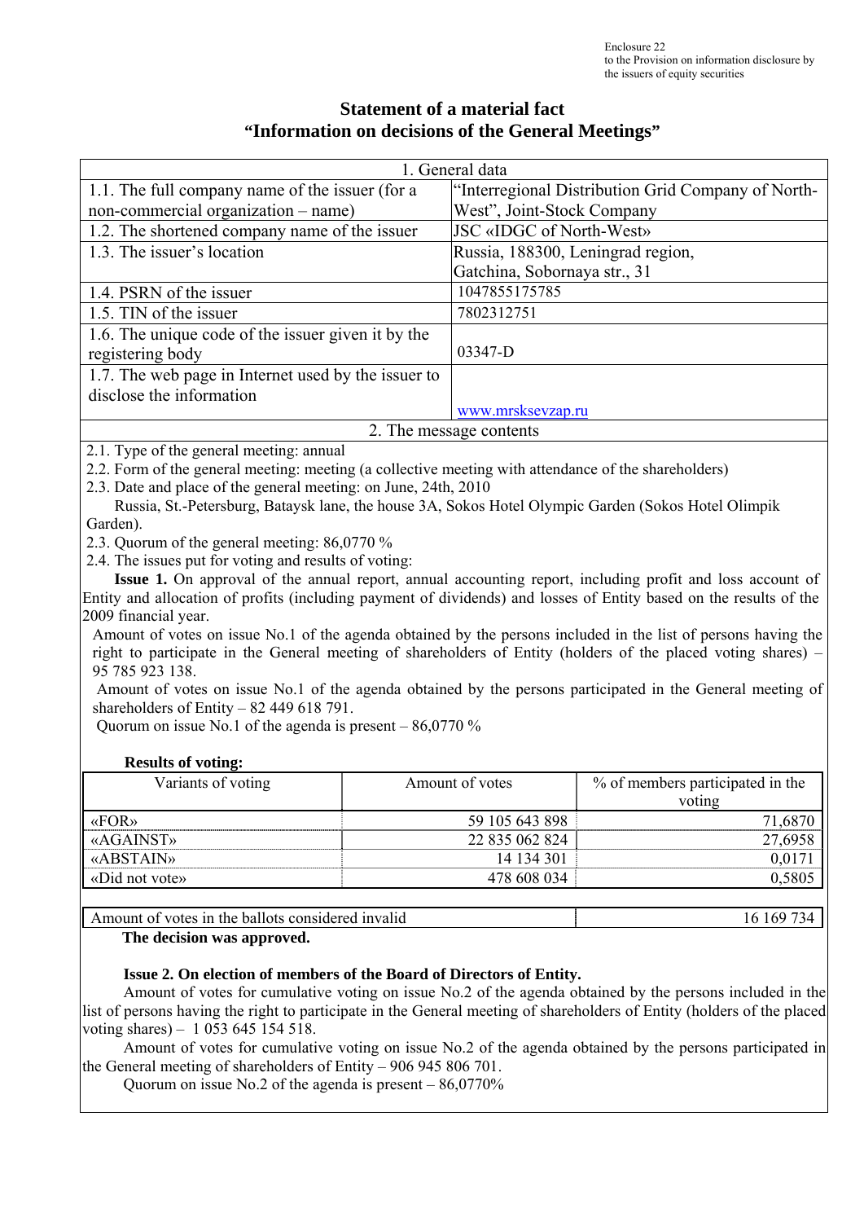Enclosure 22
to the Provision on information disclosure by the issuers of equity securities

# Statement of a material fact
# "Information on decisions of the General Meetings"

| 1. General data | |
|---|---|
| 1.1. The full company name of the issuer (for a non-commercial organization – name) | "Interregional Distribution Grid Company of North-West", Joint-Stock Company |
| 1.2. The shortened company name of the issuer | JSC «IDGC of North-West» |
| 1.3. The issuer's location | Russia, 188300, Leningrad region, Gatchina, Sobornaya str., 31 |
| 1.4. PSRN of the issuer | 1047855175785 |
| 1.5. TIN of the issuer | 7802312751 |
| 1.6. The unique code of the issuer given it by the registering body | 03347-D |
| 1.7. The web page in Internet used by the issuer to disclose the information | www.mrsksevzap.ru |

2. The message contents

2.1. Type of the general meeting: annual

2.2. Form of the general meeting: meeting (a collective meeting with attendance of the shareholders)

2.3. Date and place of the general meeting: on June, 24th, 2010

Russia, St.-Petersburg, Bataysk lane, the house 3A, Sokos Hotel Olympic Garden (Sokos Hotel Olimpik Garden).

2.3. Quorum of the general meeting: 86,0770 %

2.4. The issues put for voting and results of voting:

**Issue 1.** On approval of the annual report, annual accounting report, including profit and loss account of Entity and allocation of profits (including payment of dividends) and losses of Entity based on the results of the 2009 financial year.

Amount of votes on issue No.1 of the agenda obtained by the persons included in the list of persons having the right to participate in the General meeting of shareholders of Entity (holders of the placed voting shares) – 95 785 923 138.

Amount of votes on issue No.1 of the agenda obtained by the persons participated in the General meeting of shareholders of Entity – 82 449 618 791.

Quorum on issue No.1 of the agenda is present – 86,0770 %

**Results of voting:**

| Variants of voting | Amount of votes | % of members participated in the voting |
|---|---|---|
| «FOR» | 59 105 643 898 | 71,6870 |
| «AGAINST» | 22 835 062 824 | 27,6958 |
| «ABSTAIN» | 14 134 301 | 0,0171 |
| «Did not vote» | 478 608 034 | 0,5805 |

| Amount of votes in the ballots considered invalid | 16 169 734 |
|---|---|

**The decision was approved.**

**Issue 2. On election of members of the Board of Directors of Entity.**

Amount of votes for cumulative voting on issue No.2 of the agenda obtained by the persons included in the list of persons having the right to participate in the General meeting of shareholders of Entity (holders of the placed voting shares) – 1 053 645 154 518.

Amount of votes for cumulative voting on issue No.2 of the agenda obtained by the persons participated in the General meeting of shareholders of Entity – 906 945 806 701.

Quorum on issue No.2 of the agenda is present – 86,0770%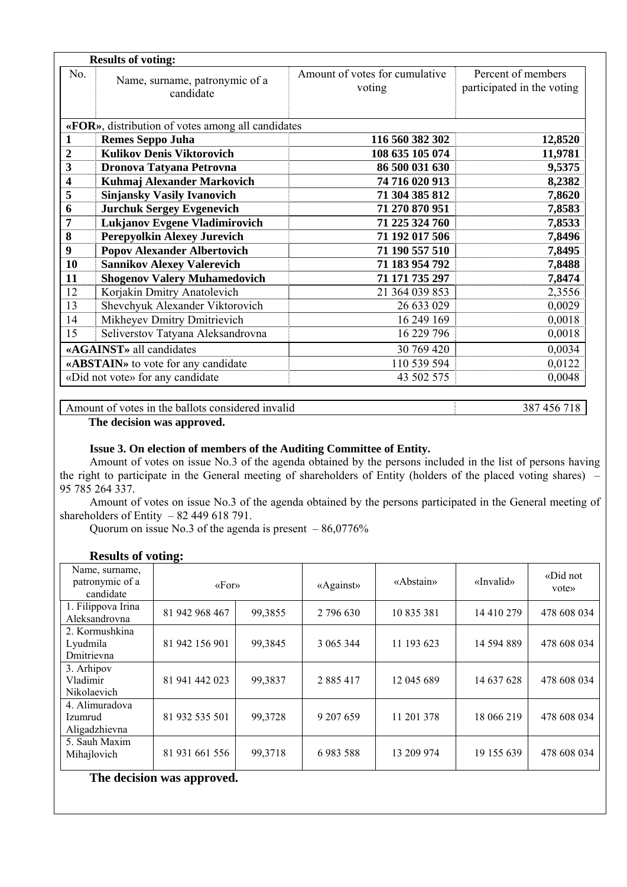**Results of voting:**

| No. | Name, surname, patronymic of a candidate | Amount of votes for cumulative voting | Percent of members participated in the voting |
|---|---|---|---|
| **«FOR»**, distribution of votes among all candidates | | | |
| **1** | **Remes Seppo Juha** | **116 560 382 302** | **12,8520** |
| **2** | **Kulikov Denis Viktorovich** | **108 635 105 074** | **11,9781** |
| **3** | **Dronova Tatyana Petrovna** | **86 500 031 630** | **9,5375** |
| **4** | **Kuhmaj Alexander Markovich** | **74 716 020 913** | **8,2382** |
| **5** | **Sinjansky Vasily Ivanovich** | **71 304 385 812** | **7,8620** |
| **6** | **Jurchuk Sergey Evgenevich** | **71 270 870 951** | **7,8583** |
| **7** | **Lukjanov Evgene Vladimirovich** | **71 225 324 760** | **7,8533** |
| **8** | **Perepyolkin Alexey Jurevich** | **71 192 017 506** | **7,8496** |
| **9** | **Popov Alexander Albertovich** | **71 190 557 510** | **7,8495** |
| **10** | **Sannikov Alexey Valerevich** | **71 183 954 792** | **7,8488** |
| **11** | **Shogenov Valery Muhamedovich** | **71 171 735 297** | **7,8474** |
| 12 | Korjakin Dmitry Anatolevich | 21 364 039 853 | 2,3556 |
| 13 | Shevchyuk Alexander Viktorovich | 26 633 029 | 0,0029 |
| 14 | Mikheyev Dmitry Dmitrievich | 16 249 169 | 0,0018 |
| 15 | Seliverstov Tatyana Aleksandrovna | 16 229 796 | 0,0018 |
| **«AGAINST»** all candidates | | 30 769 420 | 0,0034 |
| **«ABSTAIN»** to vote for any candidate | | 110 539 594 | 0,0122 |
| «Did not vote» for any candidate | | 43 502 575 | 0,0048 |

| Amount of votes in the ballots considered invalid | 387 456 718 |
|---|---|

**The decision was approved.**

**Issue 3. On election of members of the Auditing Committee of Entity.**

Amount of votes on issue No.3 of the agenda obtained by the persons included in the list of persons having the right to participate in the General meeting of shareholders of Entity (holders of the placed voting shares) – 95 785 264 337.

Amount of votes on issue No.3 of the agenda obtained by the persons participated in the General meeting of shareholders of Entity – 82 449 618 791.

Quorum on issue No.3 of the agenda is present – 86,0776%

**Results of voting:**

| Name, surname, patronymic of a candidate | «For» | | «Against» | «Abstain» | «Invalid» | «Did not vote» |
|---|---|---|---|---|---|---|
| 1. Filippova Irina Aleksandrovna | 81 942 968 467 | 99,3855 | 2 796 630 | 10 835 381 | 14 410 279 | 478 608 034 |
| 2. Kormushkina Lyudmila Dmitrievna | 81 942 156 901 | 99,3845 | 3 065 344 | 11 193 623 | 14 594 889 | 478 608 034 |
| 3. Arhipov Vladimir Nikolaevich | 81 941 442 023 | 99,3837 | 2 885 417 | 12 045 689 | 14 637 628 | 478 608 034 |
| 4. Alimuradova Izumrud Aligadzhievna | 81 932 535 501 | 99,3728 | 9 207 659 | 11 201 378 | 18 066 219 | 478 608 034 |
| 5. Sauh Maxim Mihajlovich | 81 931 661 556 | 99,3718 | 6 983 588 | 13 209 974 | 19 155 639 | 478 608 034 |

**The decision was approved.**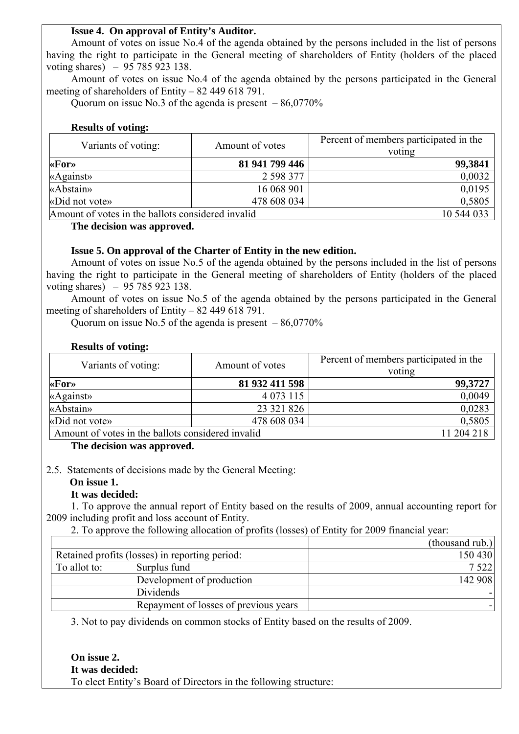**Issue 4. On approval of Entity's Auditor.**

Amount of votes on issue No.4 of the agenda obtained by the persons included in the list of persons having the right to participate in the General meeting of shareholders of Entity (holders of the placed voting shares) – 95 785 923 138.

Amount of votes on issue No.4 of the agenda obtained by the persons participated in the General meeting of shareholders of Entity – 82 449 618 791.

Quorum on issue No.3 of the agenda is present – 86,0770%

**Results of voting:**

| Variants of voting: | Amount of votes | Percent of members participated in the voting |
|---|---|---|
| **«For»** | **81 941 799 446** | **99,3841** |
| «Against» | 2 598 377 | 0,0032 |
| «Abstain» | 16 068 901 | 0,0195 |
| «Did not vote» | 478 608 034 | 0,5805 |
| Amount of votes in the ballots considered invalid | | 10 544 033 |

**The decision was approved.**

**Issue 5. On approval of the Charter of Entity in the new edition.**

Amount of votes on issue No.5 of the agenda obtained by the persons included in the list of persons having the right to participate in the General meeting of shareholders of Entity (holders of the placed voting shares) – 95 785 923 138.

Amount of votes on issue No.5 of the agenda obtained by the persons participated in the General meeting of shareholders of Entity – 82 449 618 791.

Quorum on issue No.5 of the agenda is present – 86,0770%

**Results of voting:**

| Variants of voting: | Amount of votes | Percent of members participated in the voting |
|---|---|---|
| **«For»** | **81 932 411 598** | **99,3727** |
| «Against» | 4 073 115 | 0,0049 |
| «Abstain» | 23 321 826 | 0,0283 |
| «Did not vote» | 478 608 034 | 0,5805 |
| Amount of votes in the ballots considered invalid | | 11 204 218 |

**The decision was approved.**

2.5. Statements of decisions made by the General Meeting:

**On issue 1.**

**It was decided:**

1. To approve the annual report of Entity based on the results of 2009, annual accounting report for 2009 including profit and loss account of Entity.

2. To approve the following allocation of profits (losses) of Entity for 2009 financial year:

| | | (thousand rub.) |
|---|---|---|
| Retained profits (losses) in reporting period: | | 150 430 |
| To allot to: | Surplus fund | 7 522 |
| | Development of production | 142 908 |
| | Dividends | - |
| | Repayment of losses of previous years | - |

3. Not to pay dividends on common stocks of Entity based on the results of 2009.

**On issue 2.**

**It was decided:**

To elect Entity's Board of Directors in the following structure: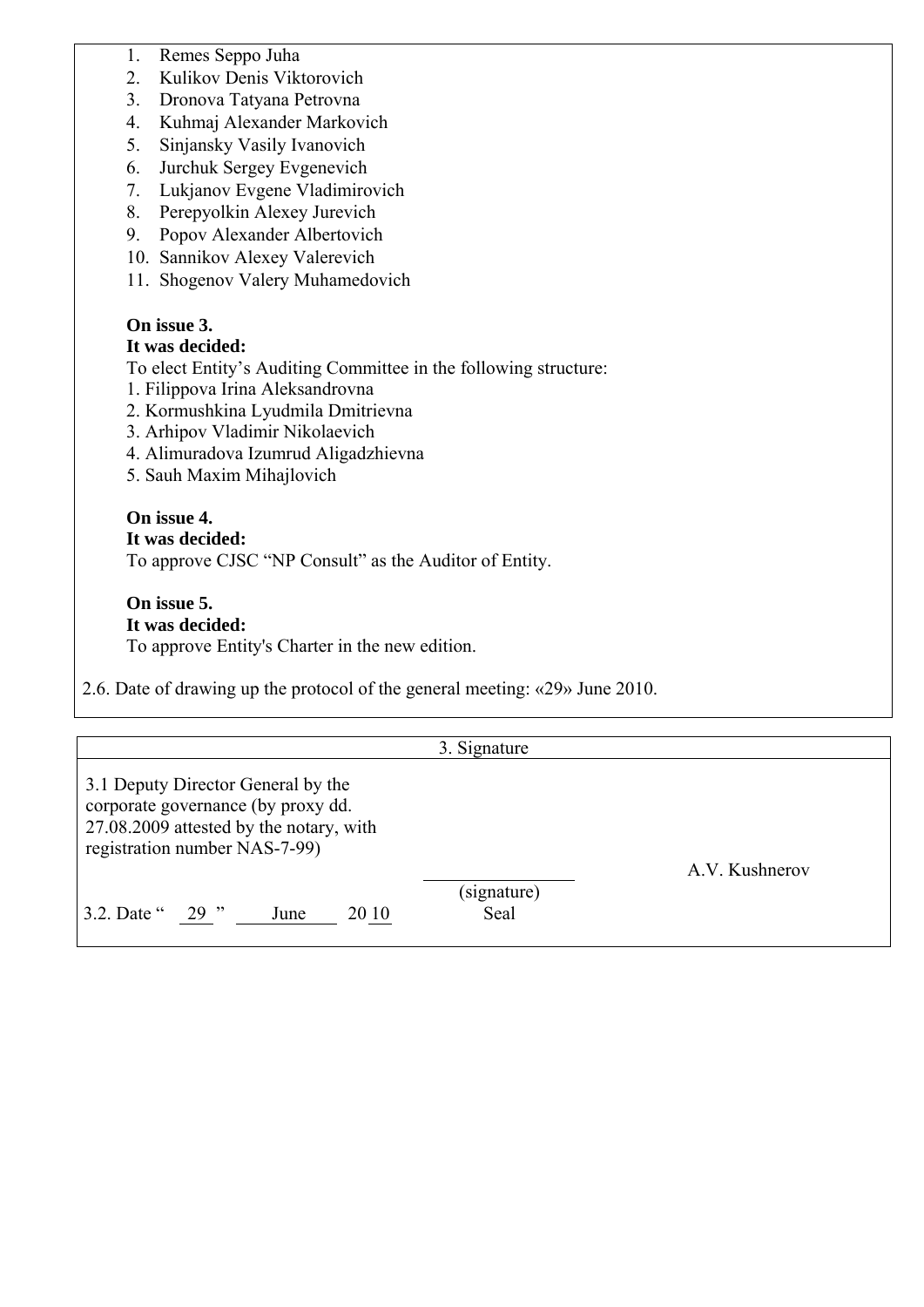1. Remes Seppo Juha
2. Kulikov Denis Viktorovich
3. Dronova Tatyana Petrovna
4. Kuhmaj Alexander Markovich
5. Sinjansky Vasily Ivanovich
6. Jurchuk Sergey Evgenevich
7. Lukjanov Evgene Vladimirovich
8. Perepyolkin Alexey Jurevich
9. Popov Alexander Albertovich
10. Sannikov Alexey Valerevich
11. Shogenov Valery Muhamedovich

**On issue 3.**
**It was decided:**
To elect Entity's Auditing Committee in the following structure:
1. Filippova Irina Aleksandrovna
2. Kormushkina Lyudmila Dmitrievna
3. Arhipov Vladimir Nikolaevich
4. Alimuradova Izumrud Aligadzhievna
5. Sauh Maxim Mihajlovich

**On issue 4.**
**It was decided:**
To approve CJSC "NP Consult" as the Auditor of Entity.

**On issue 5.**
**It was decided:**
To approve Entity's Charter in the new edition.

2.6. Date of drawing up the protocol of the general meeting: «29» June 2010.

| 3. Signature | | |
|---|---|---|
| 3.1 Deputy Director General by the corporate governance (by proxy dd. 27.08.2009 attested by the notary, with registration number NAS-7-99) | _______________ (signature) | A.V. Kushnerov |
| 3.2. Date " 29 " June 20 10 | Seal | |